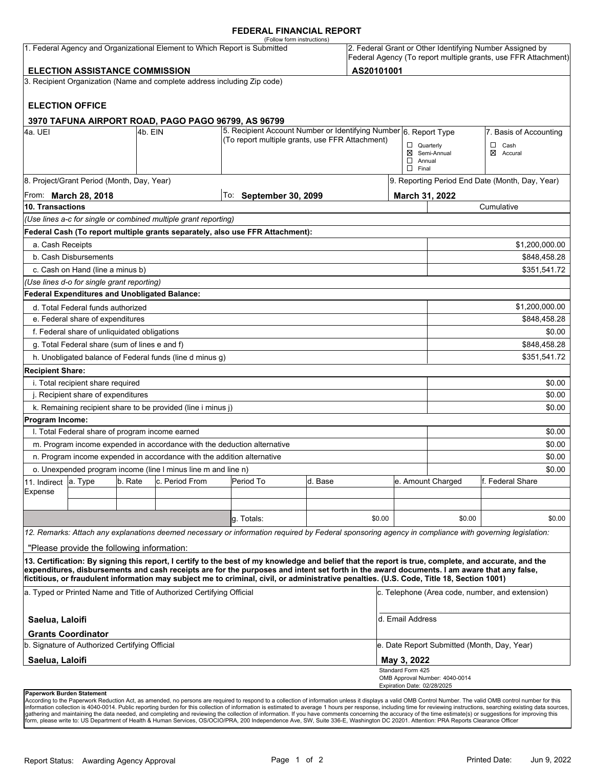# FEDERAL FINANCIAL REPORT

(Follow form instructions)

| 1. Federal Agency and Organizational Element to Which Report is Submitted | 2. Federal Grant or Other Identifying Number Assigned by Federal Agency (To report multiple grants, use FFR Attachment) |
|---|---|
| **ELECTION ASSISTANCE COMMISSION** | **AS20101001** |

3. Recipient Organization (Name and complete address including Zip code)

**ELECTION OFFICE**

**3970 TAFUNA AIRPORT ROAD, PAGO PAGO 96799, AS 96799**

| 4a. UEI | 4b. EIN | 5. Recipient Account Number or Identifying Number (To report multiple grants, use FFR Attachment) | 6. Report Type | 7. Basis of Accounting |
|---|---|---|---|---|
| | | | ☐ Quarterly<br>☒ Semi-Annual<br>☐ Annual<br>☐ Final | ☐ Cash<br>☒ Accural |

| 8. Project/Grant Period (Month, Day, Year) | | 9. Reporting Period End Date (Month, Day, Year) |
|---|---|---|
| From: **March 28, 2018** | To: **September 30, 2099** | **March 31, 2022** |

| 10. Transactions | Cumulative |
|---|---|
| *(Use lines a-c for single or combined multiple grant reporting)* | |
| **Federal Cash (To report multiple grants separately, also use FFR Attachment):** | |
| a. Cash Receipts | $1,200,000.00 |
| b. Cash Disbursements | $848,458.28 |
| c. Cash on Hand (line a minus b) | $351,541.72 |
| *(Use lines d-o for single grant reporting)* | |
| **Federal Expenditures and Unobligated Balance:** | |
| d. Total Federal funds authorized | $1,200,000.00 |
| e. Federal share of expenditures | $848,458.28 |
| f. Federal share of unliquidated obligations | $0.00 |
| g. Total Federal share (sum of lines e and f) | $848,458.28 |
| h. Unobligated balance of Federal funds (line d minus g) | $351,541.72 |
| **Recipient Share:** | |
| i. Total recipient share required | $0.00 |
| j. Recipient share of expenditures | $0.00 |
| k. Remaining recipient share to be provided (line i minus j) | $0.00 |
| **Program Income:** | |
| l. Total Federal share of program income earned | $0.00 |
| m. Program income expended in accordance with the deduction alternative | $0.00 |
| n. Program income expended in accordance with the addition alternative | $0.00 |
| o. Unexpended program income (line l minus line m and line n) | $0.00 |

| 11. Indirect Expense | a. Type | b. Rate | c. Period From | Period To | d. Base | e. Amount Charged | f. Federal Share |
|---|---|---|---|---|---|---|---|
| | | | | | | | |
| | | | | | | | |
| | | | | g. Totals: | $0.00 | $0.00 | $0.00 |

*12. Remarks: Attach any explanations deemed necessary or information required by Federal sponsoring agency in compliance with governing legislation:*

"Please provide the following information:

**13. Certification: By signing this report, I certify to the best of my knowledge and belief that the report is true, complete, and accurate, and the expenditures, disbursements and cash receipts are for the purposes and intent set forth in the award documents. I am aware that any false, fictitious, or fraudulent information may subject me to criminal, civil, or administrative penalties. (U.S. Code, Title 18, Section 1001)**

| a. Typed or Printed Name and Title of Authorized Certifying Official | c. Telephone (Area code, number, and extension) |
|---|---|
| **Saelua, Laloifi**<br>**Grants Coordinator** | d. Email Address |
| b. Signature of Authorized Certifying Official | e. Date Report Submitted (Month, Day, Year) |
| **Saelua, Laloifi** | **May 3, 2022** |

Standard Form 425
OMB Approval Number: 4040-0014
Expiration Date: 02/28/2025

**Paperwork Burden Statement**
According to the Paperwork Reduction Act, as amended, no persons are required to respond to a collection of information unless it displays a valid OMB Control Number. The valid OMB control number for this information collection is 4040-0014. Public reporting burden for this collection of information is estimated to average 1 hours per response, including time for reviewing instructions, searching existing data sources, gathering and maintaining the data needed, and completing and reviewing the collection of information. If you have comments concerning the accuracy of the time estimate(s) or suggestions for improving this form, please write to: US Department of Health & Human Services, OS/OCIO/PRA, 200 Independence Ave, SW, Suite 336-E, Washington DC 20201. Attention: PRA Reports Clearance Officer

Report Status: Awarding Agency Approval

Printed Date: Jun 9, 2022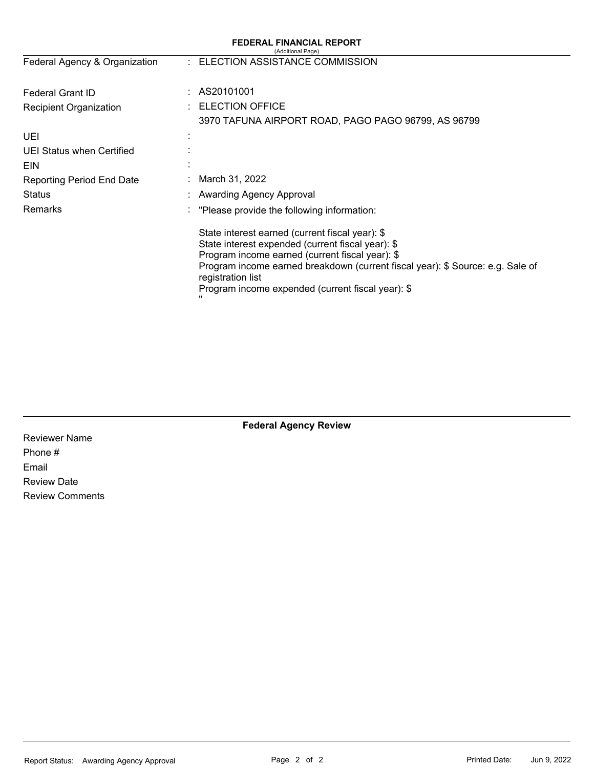# FEDERAL FINANCIAL REPORT

(Additional Page)

| | | |
|---|---|---|
| Federal Agency & Organization | : | ELECTION ASSISTANCE COMMISSION |
| Federal Grant ID | : | AS20101001 |
| Recipient Organization | : | ELECTION OFFICE<br>3970 TAFUNA AIRPORT ROAD, PAGO PAGO 96799, AS 96799 |
| UEI | : | |
| UEI Status when Certified | : | |
| EIN | : | |
| Reporting Period End Date | : | March 31, 2022 |
| Status | : | Awarding Agency Approval |
| Remarks | : | "Please provide the following information:<br><br>State interest earned (current fiscal year): $<br>State interest expended (current fiscal year): $<br>Program income earned (current fiscal year): $<br>Program income earned breakdown (current fiscal year): $ Source: e.g. Sale of registration list<br>Program income expended (current fiscal year): $<br>" |

## Federal Agency Review

Reviewer Name

Phone #

Email

Review Date

Review Comments

Report Status: Awarding Agency Approval

Printed Date: Jun 9, 2022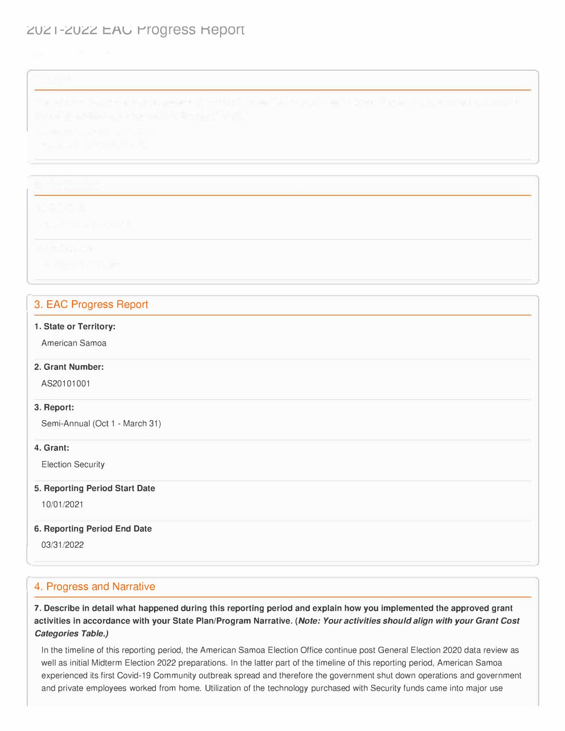## 3. EAC Progress Report

**1. State or Territory:**

American Samoa

**2. Grant Number:**

AS20101001

**3. Report:**

Semi-Annual (Oct 1 - March 31)

**4. Grant:**

Election Security

**5. Reporting Period Start Date**

10/01/2021

**6. Reporting Period End Date**

03/31/2022

## 4. Progress and Narrative

**7. Describe in detail what happened during this reporting period and explain how you implemented the approved grant activities in accordance with your State Plan/Program Narrative. (*Note: Your activities should align with your Grant Cost Categories Table.)***

In the timeline of this reporting period, the American Samoa Election Office continue post General Election 2020 data review as well as initial Midterm Election 2022 preparations. In the latter part of the timeline of this reporting period, American Samoa experienced its first Covid-19 Community outbreak spread and therefore the government shut down operations and government and private employees worked from home. Utilization of the technology purchased with Security funds came into major use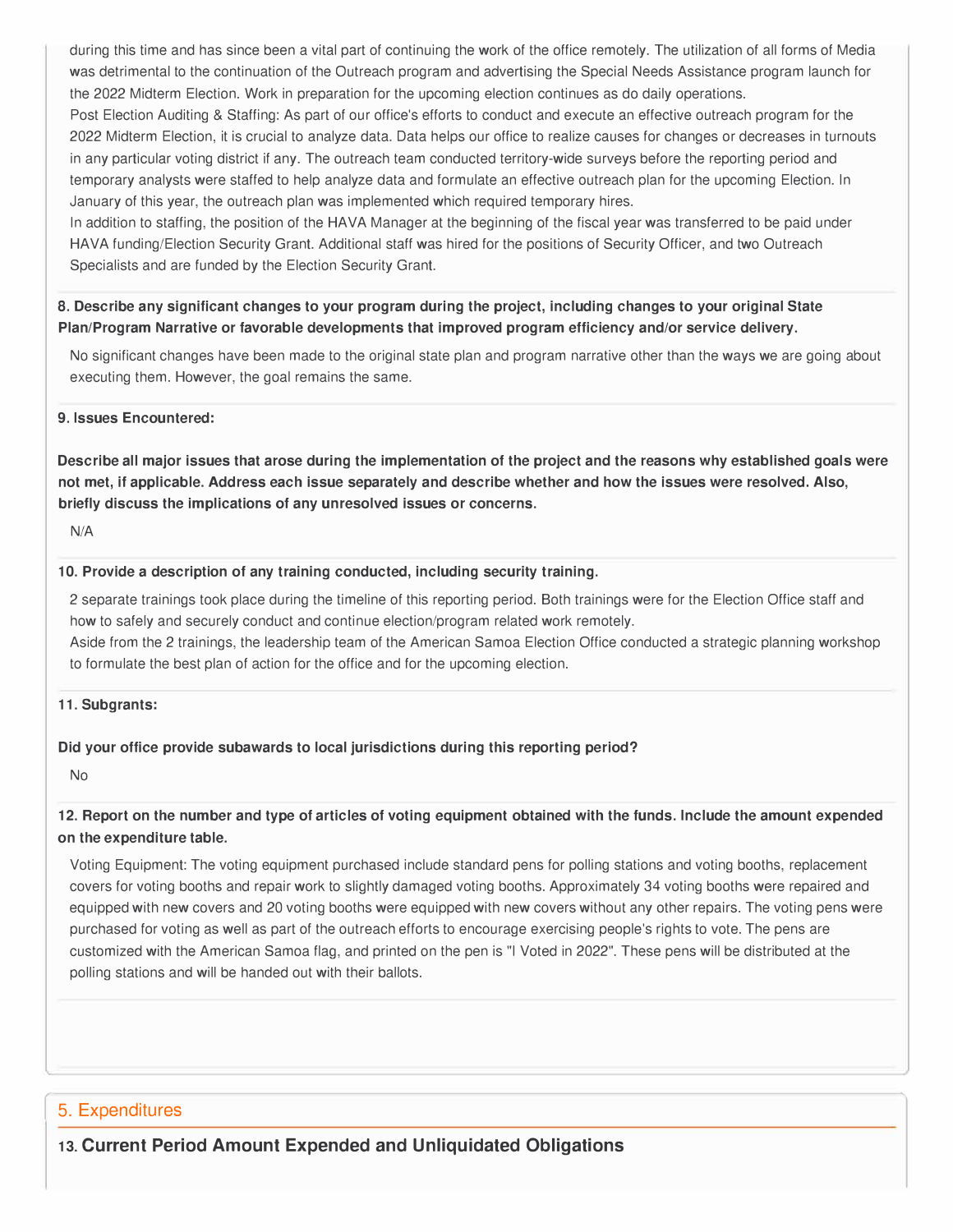during this time and has since been a vital part of continuing the work of the office remotely. The utilization of all forms of Media was detrimental to the continuation of the Outreach program and advertising the Special Needs Assistance program launch for the 2022 Midterm Election. Work in preparation for the upcoming election continues as do daily operations.

Post Election Auditing & Staffing: As part of our office's efforts to conduct and execute an effective outreach program for the 2022 Midterm Election, it is crucial to analyze data. Data helps our office to realize causes for changes or decreases in turnouts in any particular voting district if any. The outreach team conducted territory-wide surveys before the reporting period and temporary analysts were staffed to help analyze data and formulate an effective outreach plan for the upcoming Election. In January of this year, the outreach plan was implemented which required temporary hires.

In addition to staffing, the position of the HAVA Manager at the beginning of the fiscal year was transferred to be paid under HAVA funding/Election Security Grant. Additional staff was hired for the positions of Security Officer, and two Outreach Specialists and are funded by the Election Security Grant.

**8. Describe any significant changes to your program during the project, including changes to your original State Plan/Program Narrative or favorable developments that improved program efficiency and/or service delivery.**

No significant changes have been made to the original state plan and program narrative other than the ways we are going about executing them. However, the goal remains the same.

**9. Issues Encountered:**

**Describe all major issues that arose during the implementation of the project and the reasons why established goals were not met, if applicable. Address each issue separately and describe whether and how the issues were resolved. Also, briefly discuss the implications of any unresolved issues or concerns.**

N/A

**10. Provide a description of any training conducted, including security training.**

2 separate trainings took place during the timeline of this reporting period. Both trainings were for the Election Office staff and how to safely and securely conduct and continue election/program related work remotely.

Aside from the 2 trainings, the leadership team of the American Samoa Election Office conducted a strategic planning workshop to formulate the best plan of action for the office and for the upcoming election.

**11. Subgrants:**

**Did your office provide subawards to local jurisdictions during this reporting period?**

No

**12. Report on the number and type of articles of voting equipment obtained with the funds. Include the amount expended on the expenditure table.**

Voting Equipment: The voting equipment purchased include standard pens for polling stations and voting booths, replacement covers for voting booths and repair work to slightly damaged voting booths. Approximately 34 voting booths were repaired and equipped with new covers and 20 voting booths were equipped with new covers without any other repairs. The voting pens were purchased for voting as well as part of the outreach efforts to encourage exercising people's rights to vote. The pens are customized with the American Samoa flag, and printed on the pen is "I Voted in 2022". These pens will be distributed at the polling stations and will be handed out with their ballots.

## 5. Expenditures

### 13. Current Period Amount Expended and Unliquidated Obligations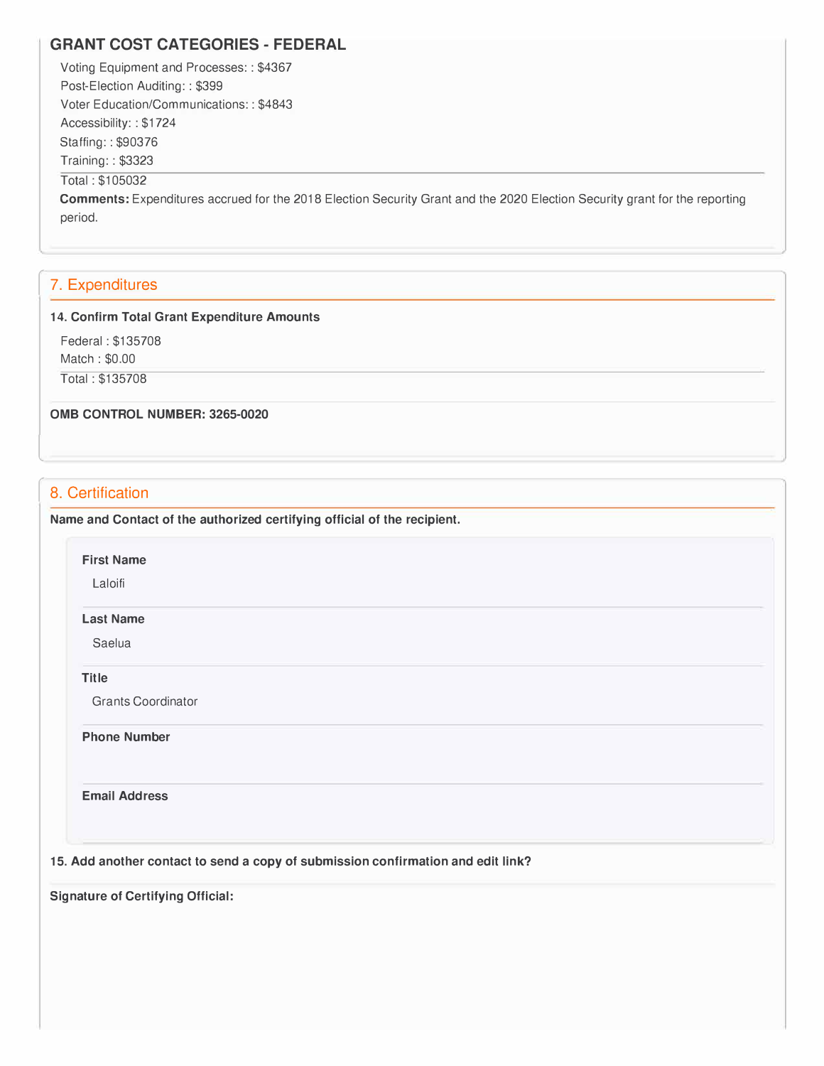### GRANT COST CATEGORIES - FEDERAL

Voting Equipment and Processes: : $4367
Post-Election Auditing: : $399
Voter Education/Communications: : $4843
Accessibility: : $1724
Staffing: : $90376
Training: : $3323

Total : $105032

**Comments:** Expenditures accrued for the 2018 Election Security Grant and the 2020 Election Security grant for the reporting period.

## 7. Expenditures

**14. Confirm Total Grant Expenditure Amounts**

Federal : $135708
Match : $0.00

Total : $135708

**OMB CONTROL NUMBER: 3265-0020**

## 8. Certification

**Name and Contact of the authorized certifying official of the recipient.**

**First Name**

Laloifi

**Last Name**

Saelua

**Title**

Grants Coordinator

**Phone Number**

**Email Address**

**15. Add another contact to send a copy of submission confirmation and edit link?**

**Signature of Certifying Official:**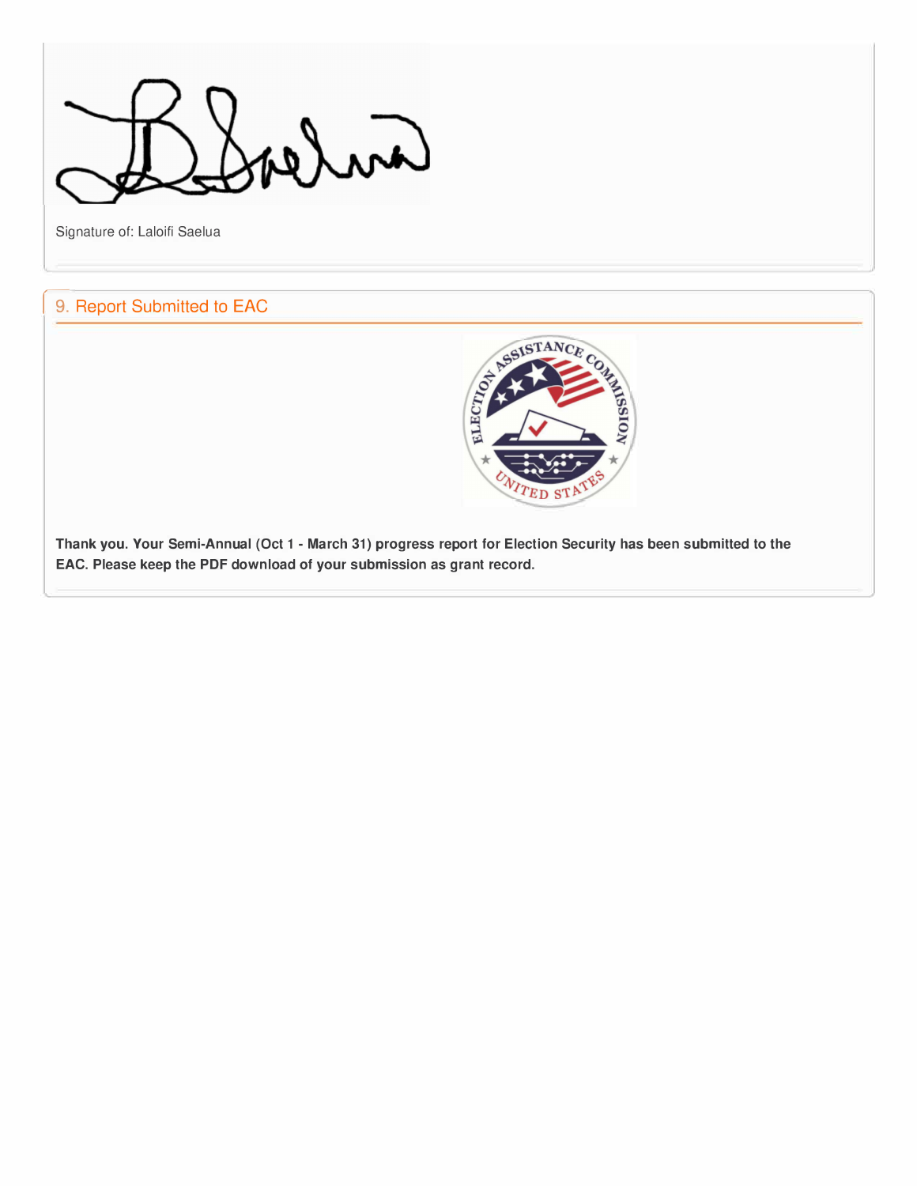Signature of: Laloifi Saelua

## 9. Report Submitted to EAC

**Thank you. Your Semi-Annual (Oct 1 - March 31) progress report for Election Security has been submitted to the EAC. Please keep the PDF download of your submission as grant record.**